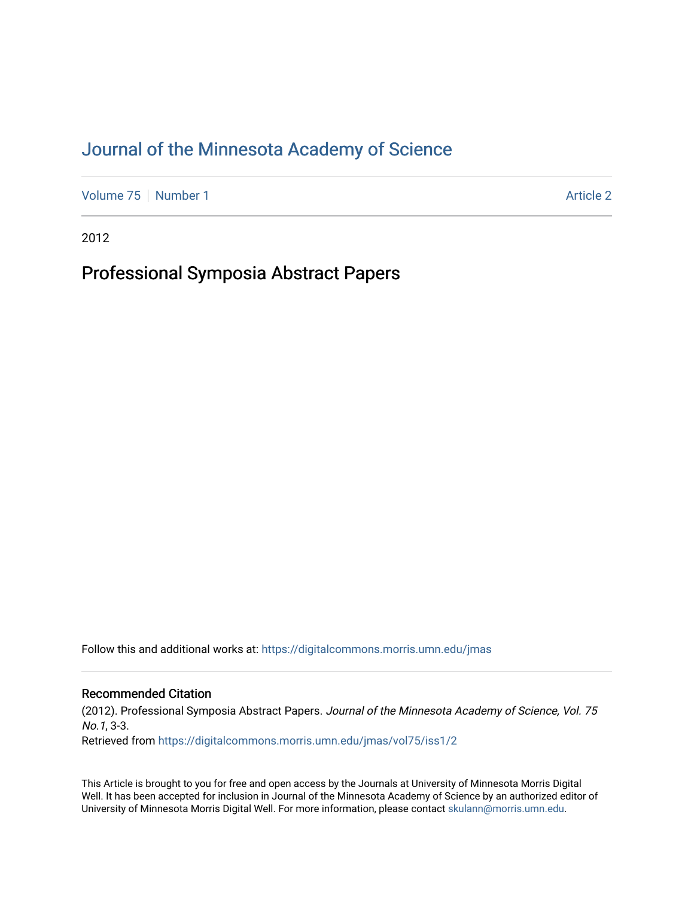# Journal of the Minnesota Academy of Science

Volume 75 | Number 1 Article 2

2012

## Professional Symposia Abstract Papers

Follow this and additional works at: https://digitalcommons.morris.umn.edu/jmas

### Recommended Citation

(2012). Professional Symposia Abstract Papers. *Journal of the Minnesota Academy of Science, Vol. 75 No.1*, 3-3.
Retrieved from https://digitalcommons.morris.umn.edu/jmas/vol75/iss1/2

This Article is brought to you for free and open access by the Journals at University of Minnesota Morris Digital Well. It has been accepted for inclusion in Journal of the Minnesota Academy of Science by an authorized editor of University of Minnesota Morris Digital Well. For more information, please contact skulann@morris.umn.edu.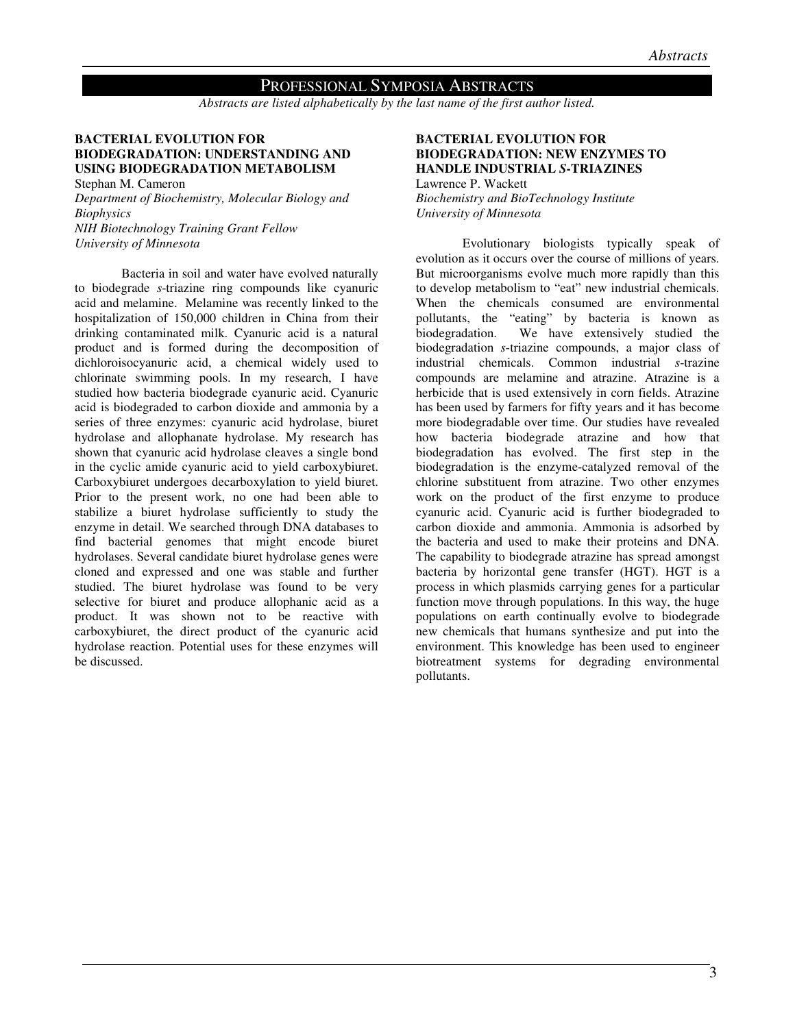## PROFESSIONAL SYMPOSIA ABSTRACTS

*Abstracts are listed alphabetically by the last name of the first author listed.*

### BACTERIAL EVOLUTION FOR BIODEGRADATION: UNDERSTANDING AND USING BIODEGRADATION METABOLISM

Stephan M. Cameron

*Department of Biochemistry, Molecular Biology and Biophysics*

*NIH Biotechnology Training Grant Fellow*

*University of Minnesota*

Bacteria in soil and water have evolved naturally to biodegrade *s*-triazine ring compounds like cyanuric acid and melamine. Melamine was recently linked to the hospitalization of 150,000 children in China from their drinking contaminated milk. Cyanuric acid is a natural product and is formed during the decomposition of dichloroisocyanuric acid, a chemical widely used to chlorinate swimming pools. In my research, I have studied how bacteria biodegrade cyanuric acid. Cyanuric acid is biodegraded to carbon dioxide and ammonia by a series of three enzymes: cyanuric acid hydrolase, biuret hydrolase and allophanate hydrolase. My research has shown that cyanuric acid hydrolase cleaves a single bond in the cyclic amide cyanuric acid to yield carboxybiuret. Carboxybiuret undergoes decarboxylation to yield biuret. Prior to the present work, no one had been able to stabilize a biuret hydrolase sufficiently to study the enzyme in detail. We searched through DNA databases to find bacterial genomes that might encode biuret hydrolases. Several candidate biuret hydrolase genes were cloned and expressed and one was stable and further studied. The biuret hydrolase was found to be very selective for biuret and produce allophanic acid as a product. It was shown not to be reactive with carboxybiuret, the direct product of the cyanuric acid hydrolase reaction. Potential uses for these enzymes will be discussed.

### BACTERIAL EVOLUTION FOR BIODEGRADATION: NEW ENZYMES TO HANDLE INDUSTRIAL *S*-TRIAZINES

Lawrence P. Wackett

*Biochemistry and BioTechnology Institute*

*University of Minnesota*

Evolutionary biologists typically speak of evolution as it occurs over the course of millions of years. But microorganisms evolve much more rapidly than this to develop metabolism to "eat" new industrial chemicals. When the chemicals consumed are environmental pollutants, the "eating" by bacteria is known as biodegradation. We have extensively studied the biodegradation *s*-triazine compounds, a major class of industrial chemicals. Common industrial *s*-trazine compounds are melamine and atrazine. Atrazine is a herbicide that is used extensively in corn fields. Atrazine has been used by farmers for fifty years and it has become more biodegradable over time. Our studies have revealed how bacteria biodegrade atrazine and how that biodegradation has evolved. The first step in the biodegradation is the enzyme-catalyzed removal of the chlorine substituent from atrazine. Two other enzymes work on the product of the first enzyme to produce cyanuric acid. Cyanuric acid is further biodegraded to carbon dioxide and ammonia. Ammonia is adsorbed by the bacteria and used to make their proteins and DNA. The capability to biodegrade atrazine has spread amongst bacteria by horizontal gene transfer (HGT). HGT is a process in which plasmids carrying genes for a particular function move through populations. In this way, the huge populations on earth continually evolve to biodegrade new chemicals that humans synthesize and put into the environment. This knowledge has been used to engineer biotreatment systems for degrading environmental pollutants.